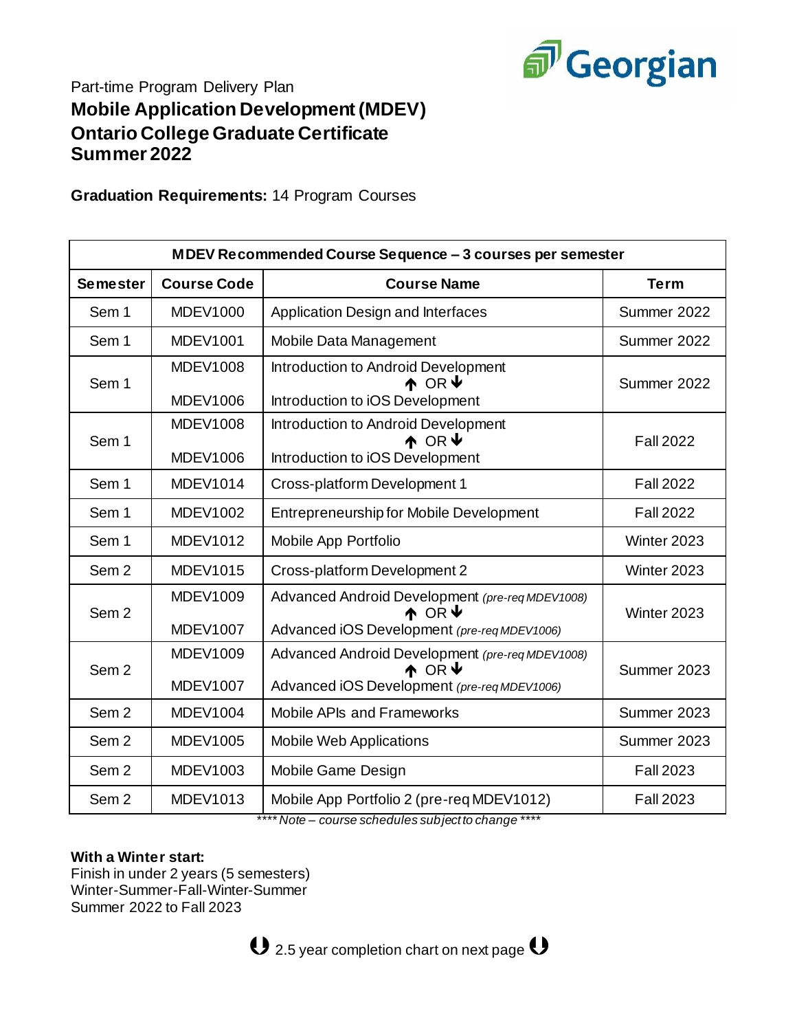Part-time Program Delivery Plan

# Mobile Application Development (MDEV)
# Ontario College Graduate Certificate
# Summer 2022

**Graduation Requirements:** 14 Program Courses

| MDEV Recommended Course Sequence – 3 courses per semester | | | |
|---|---|---|---|
| **Semester** | **Course Code** | **Course Name** | **Term** |
| Sem 1 | MDEV1000 | Application Design and Interfaces | Summer 2022 |
| Sem 1 | MDEV1001 | Mobile Data Management | Summer 2022 |
| Sem 1 | MDEV1008<br>MDEV1006 | Introduction to Android Development<br>↑ OR ↓<br>Introduction to iOS Development | Summer 2022 |
| Sem 1 | MDEV1008<br>MDEV1006 | Introduction to Android Development<br>↑ OR ↓<br>Introduction to iOS Development | Fall 2022 |
| Sem 1 | MDEV1014 | Cross-platform Development 1 | Fall 2022 |
| Sem 1 | MDEV1002 | Entrepreneurship for Mobile Development | Fall 2022 |
| Sem 1 | MDEV1012 | Mobile App Portfolio | Winter 2023 |
| Sem 2 | MDEV1015 | Cross-platform Development 2 | Winter 2023 |
| Sem 2 | MDEV1009<br>MDEV1007 | Advanced Android Development *(pre-req MDEV1008)*<br>↑ OR ↓<br>Advanced iOS Development *(pre-req MDEV1006)* | Winter 2023 |
| Sem 2 | MDEV1009<br>MDEV1007 | Advanced Android Development *(pre-req MDEV1008)*<br>↑ OR ↓<br>Advanced iOS Development *(pre-req MDEV1006)* | Summer 2023 |
| Sem 2 | MDEV1004 | Mobile APIs and Frameworks | Summer 2023 |
| Sem 2 | MDEV1005 | Mobile Web Applications | Summer 2023 |
| Sem 2 | MDEV1003 | Mobile Game Design | Fall 2023 |
| Sem 2 | MDEV1013 | Mobile App Portfolio 2 (pre-req MDEV1012) | Fall 2023 |

*\*\*\*\* Note – course schedules subject to change \*\*\*\**

**With a Winter start:**
Finish in under 2 years (5 semesters)
Winter-Summer-Fall-Winter-Summer
Summer 2022 to Fall 2023

↓ 2.5 year completion chart on next page ↓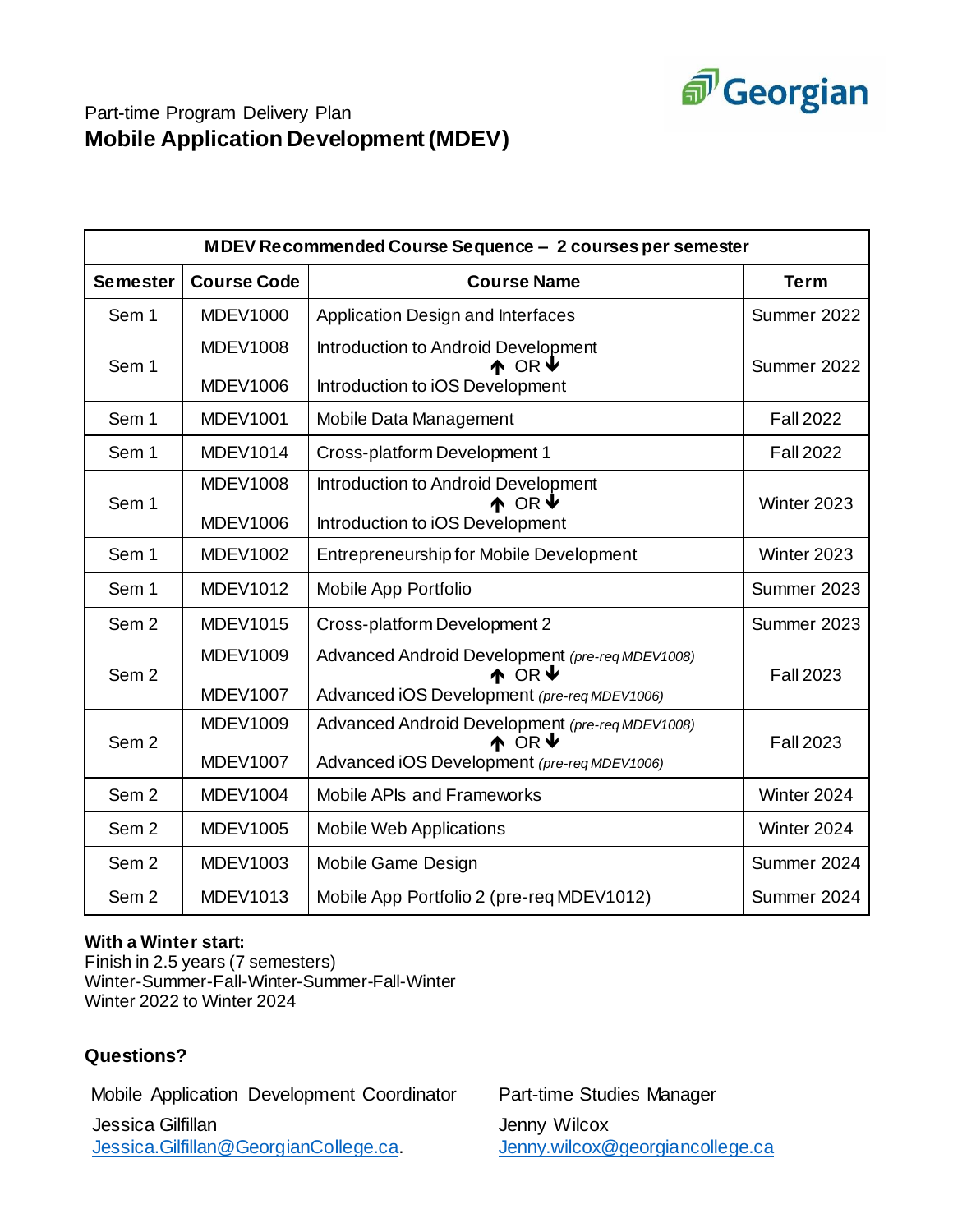Part-time Program Delivery Plan

# Mobile Application Development (MDEV)

| MDEV Recommended Course Sequence – 2 courses per semester | | | |
|---|---|---|---|
| **Semester** | **Course Code** | **Course Name** | **Term** |
| Sem 1 | MDEV1000 | Application Design and Interfaces | Summer 2022 |
| Sem 1 | MDEV1008<br>MDEV1006 | Introduction to Android Development<br>↑ OR ↓<br>Introduction to iOS Development | Summer 2022 |
| Sem 1 | MDEV1001 | Mobile Data Management | Fall 2022 |
| Sem 1 | MDEV1014 | Cross-platform Development 1 | Fall 2022 |
| Sem 1 | MDEV1008<br>MDEV1006 | Introduction to Android Development<br>↑ OR ↓<br>Introduction to iOS Development | Winter 2023 |
| Sem 1 | MDEV1002 | Entrepreneurship for Mobile Development | Winter 2023 |
| Sem 1 | MDEV1012 | Mobile App Portfolio | Summer 2023 |
| Sem 2 | MDEV1015 | Cross-platform Development 2 | Summer 2023 |
| Sem 2 | MDEV1009<br>MDEV1007 | Advanced Android Development *(pre-req MDEV1008)*<br>↑ OR ↓<br>Advanced iOS Development *(pre-req MDEV1006)* | Fall 2023 |
| Sem 2 | MDEV1009<br>MDEV1007 | Advanced Android Development *(pre-req MDEV1008)*<br>↑ OR ↓<br>Advanced iOS Development *(pre-req MDEV1006)* | Fall 2023 |
| Sem 2 | MDEV1004 | Mobile APIs and Frameworks | Winter 2024 |
| Sem 2 | MDEV1005 | Mobile Web Applications | Winter 2024 |
| Sem 2 | MDEV1003 | Mobile Game Design | Summer 2024 |
| Sem 2 | MDEV1013 | Mobile App Portfolio 2 (pre-req MDEV1012) | Summer 2024 |

**With a Winter start:**
Finish in 2.5 years (7 semesters)
Winter-Summer-Fall-Winter-Summer-Fall-Winter
Winter 2022 to Winter 2024

**Questions?**

Mobile Application Development Coordinator
Jessica Gilfillan
Jessica.Gilfillan@GeorgianCollege.ca.

Part-time Studies Manager
Jenny Wilcox
Jenny.wilcox@georgiancollege.ca